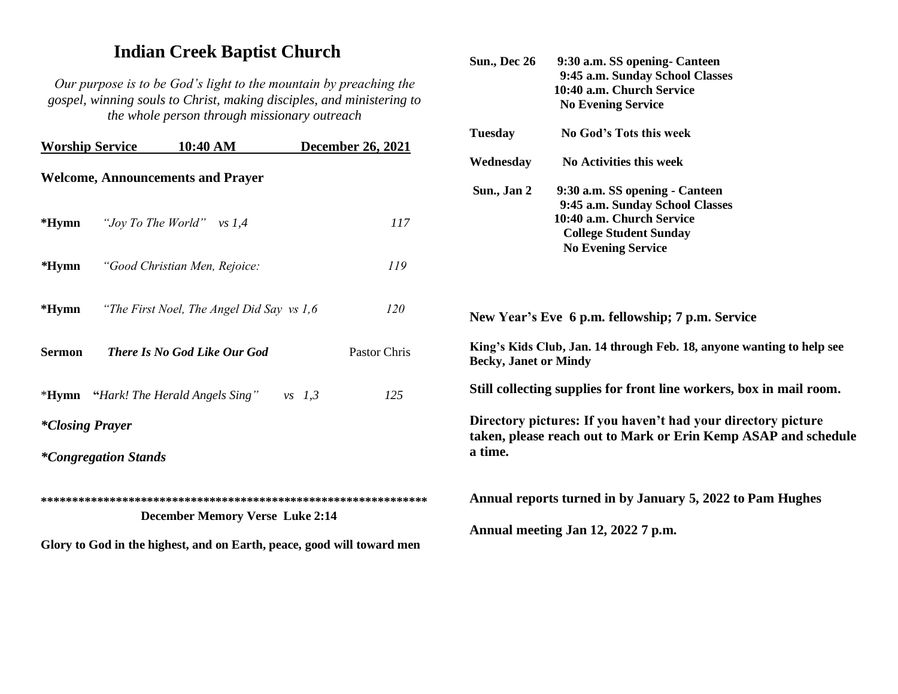# Indian Creek Baptist Church

*Our purpose is to be God's light to the mountain by preaching the gospel, winning souls to Christ, making disciples, and ministering to the whole person through missionary outreach*

**Worship Service 10:40 AM December 26, 2021**

**Welcome, Announcements and Prayer**

**\*Hymn** *"Joy To The World" vs 1,4* *117*

**\*Hymn** *"Good Christian Men, Rejoice:* *119*

**\*Hymn** *"The First Noel, The Angel Did Say vs 1,6* *120*

**Sermon** ***There Is No God Like Our God*** Pastor Chris

\***Hymn** **"***Hark! The Herald Angels Sing" vs 1,3* *125*

***\*Closing Prayer***

***\*Congregation Stands***

**\*\*\*\*\*\*\*\*\*\*\*\*\*\*\*\*\*\*\*\*\*\*\*\*\*\*\*\*\*\*\*\*\*\*\*\*\*\*\*\*\*\*\*\*\*\*\*\*\*\*\*\*\*\*\*\*\*\*\*\*\*\*\***

**December Memory Verse Luke 2:14**

**Glory to God in the highest, and on Earth, peace, good will toward men**

**Sun., Dec 26** **9:30 a.m. SS opening- Canteen**
**9:45 a.m. Sunday School Classes**
**10:40 a.m. Church Service**
**No Evening Service**

**Tuesday** **No God's Tots this week**

**Wednesday** **No Activities this week**

**Sun., Jan 2** **9:30 a.m. SS opening - Canteen**
**9:45 a.m. Sunday School Classes**
**10:40 a.m. Church Service**
**College Student Sunday**
**No Evening Service**

**New Year's Eve 6 p.m. fellowship; 7 p.m. Service**

**King's Kids Club, Jan. 14 through Feb. 18, anyone wanting to help see Becky, Janet or Mindy**

**Still collecting supplies for front line workers, box in mail room.**

**Directory pictures: If you haven't had your directory picture taken, please reach out to Mark or Erin Kemp ASAP and schedule a time.**

**Annual reports turned in by January 5, 2022 to Pam Hughes**

**Annual meeting Jan 12, 2022 7 p.m.**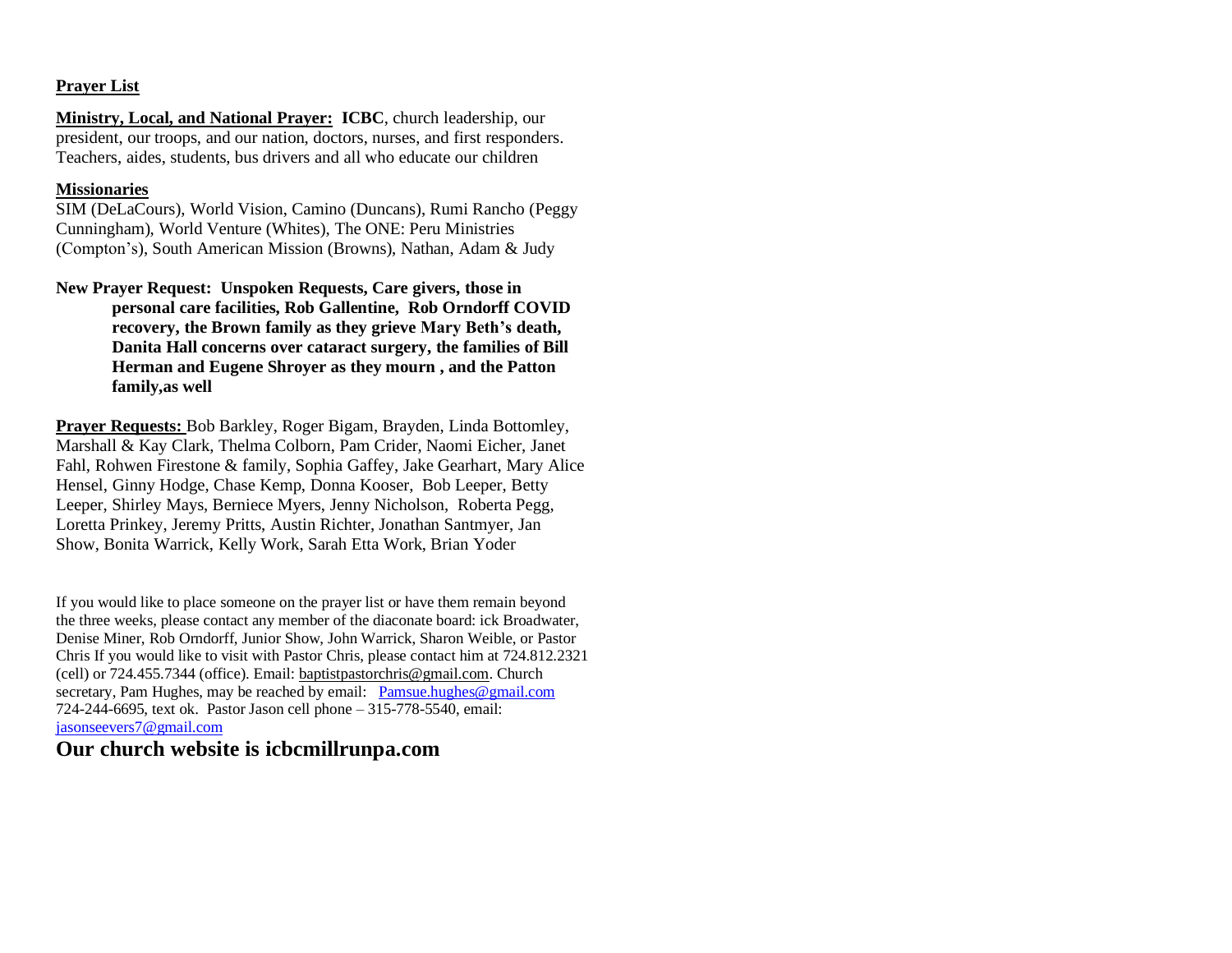**Prayer List**

**Ministry, Local, and National Prayer:** **ICBC**, church leadership, our president, our troops, and our nation, doctors, nurses, and first responders. Teachers, aides, students, bus drivers and all who educate our children

**Missionaries**

SIM (DeLaCours), World Vision, Camino (Duncans), Rumi Rancho (Peggy Cunningham), World Venture (Whites), The ONE: Peru Ministries (Compton's), South American Mission (Browns), Nathan, Adam & Judy

**New Prayer Request: Unspoken Requests, Care givers, those in personal care facilities, Rob Gallentine, Rob Orndorff COVID recovery, the Brown family as they grieve Mary Beth's death, Danita Hall concerns over cataract surgery, the families of Bill Herman and Eugene Shroyer as they mourn , and the Patton family,as well**

**Prayer Requests:** Bob Barkley, Roger Bigam, Brayden, Linda Bottomley, Marshall & Kay Clark, Thelma Colborn, Pam Crider, Naomi Eicher, Janet Fahl, Rohwen Firestone & family, Sophia Gaffey, Jake Gearhart, Mary Alice Hensel, Ginny Hodge, Chase Kemp, Donna Kooser, Bob Leeper, Betty Leeper, Shirley Mays, Berniece Myers, Jenny Nicholson, Roberta Pegg, Loretta Prinkey, Jeremy Pritts, Austin Richter, Jonathan Santmyer, Jan Show, Bonita Warrick, Kelly Work, Sarah Etta Work, Brian Yoder

If you would like to place someone on the prayer list or have them remain beyond the three weeks, please contact any member of the diaconate board: ick Broadwater, Denise Miner, Rob Orndorff, Junior Show, John Warrick, Sharon Weible, or Pastor Chris If you would like to visit with Pastor Chris, please contact him at 724.812.2321 (cell) or 724.455.7344 (office). Email: baptistpastorchris@gmail.com. Church secretary, Pam Hughes, may be reached by email: Pamsue.hughes@gmail.com 724-244-6695, text ok. Pastor Jason cell phone – 315-778-5540, email: jasonseevers7@gmail.com

**Our church website is icbcmillrunpa.com**